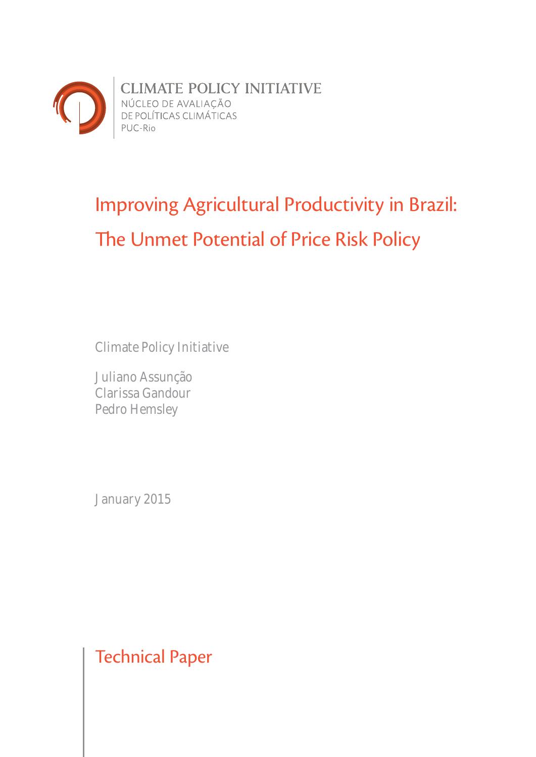CLIMATE POLICY INITIATIVE
NÚCLEO DE AVALIAÇÃO
DE POLÍTICAS CLIMÁTICAS
PUC-Rio

# Improving Agricultural Productivity in Brazil: The Unmet Potential of Price Risk Policy

Climate Policy Initiative

Juliano Assunção
Clarissa Gandour
Pedro Hemsley

January 2015

Technical Paper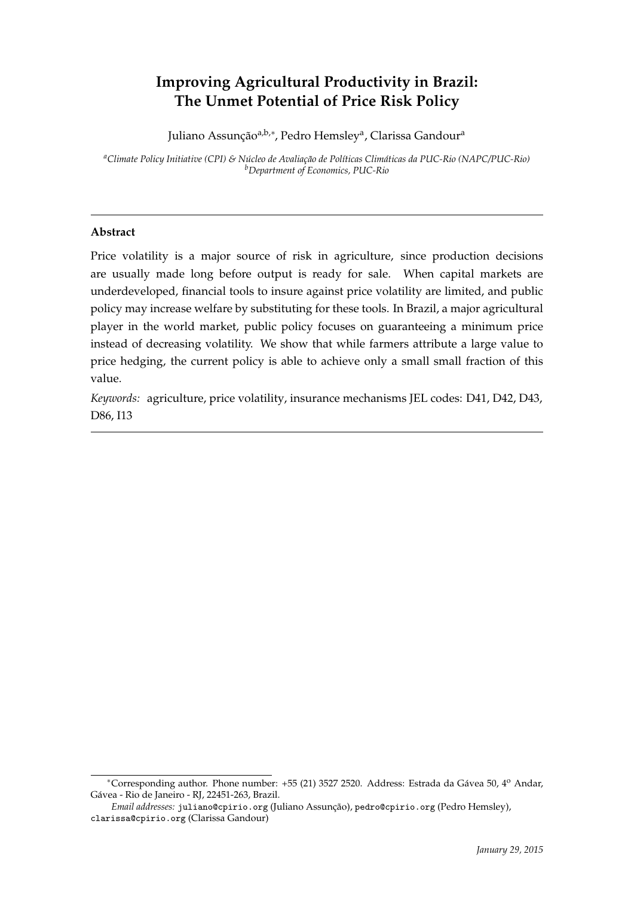# Improving Agricultural Productivity in Brazil: The Unmet Potential of Price Risk Policy

Juliano Assunção[a,b,*], Pedro Hemsley[a], Clarissa Gandour[a]

[a] *Climate Policy Initiative (CPI) & Núcleo de Avaliação de Políticas Climáticas da PUC-Rio (NAPC/PUC-Rio)*
[b] *Department of Economics, PUC-Rio*

---

### Abstract

Price volatility is a major source of risk in agriculture, since production decisions are usually made long before output is ready for sale. When capital markets are underdeveloped, financial tools to insure against price volatility are limited, and public policy may increase welfare by substituting for these tools. In Brazil, a major agricultural player in the world market, public policy focuses on guaranteeing a minimum price instead of decreasing volatility. We show that while farmers attribute a large value to price hedging, the current policy is able to achieve only a small small fraction of this value.

*Keywords:* agriculture, price volatility, insurance mechanisms JEL codes: D41, D42, D43, D86, I13

---

*Corresponding author. Phone number: +55 (21) 3527 2520. Address: Estrada da Gávea 50, 4º Andar, Gávea - Rio de Janeiro - RJ, 22451-263, Brazil.

*Email addresses:* juliano@cpirio.org (Juliano Assunção), pedro@cpirio.org (Pedro Hemsley), clarissa@cpirio.org (Clarissa Gandour)

*January 29, 2015*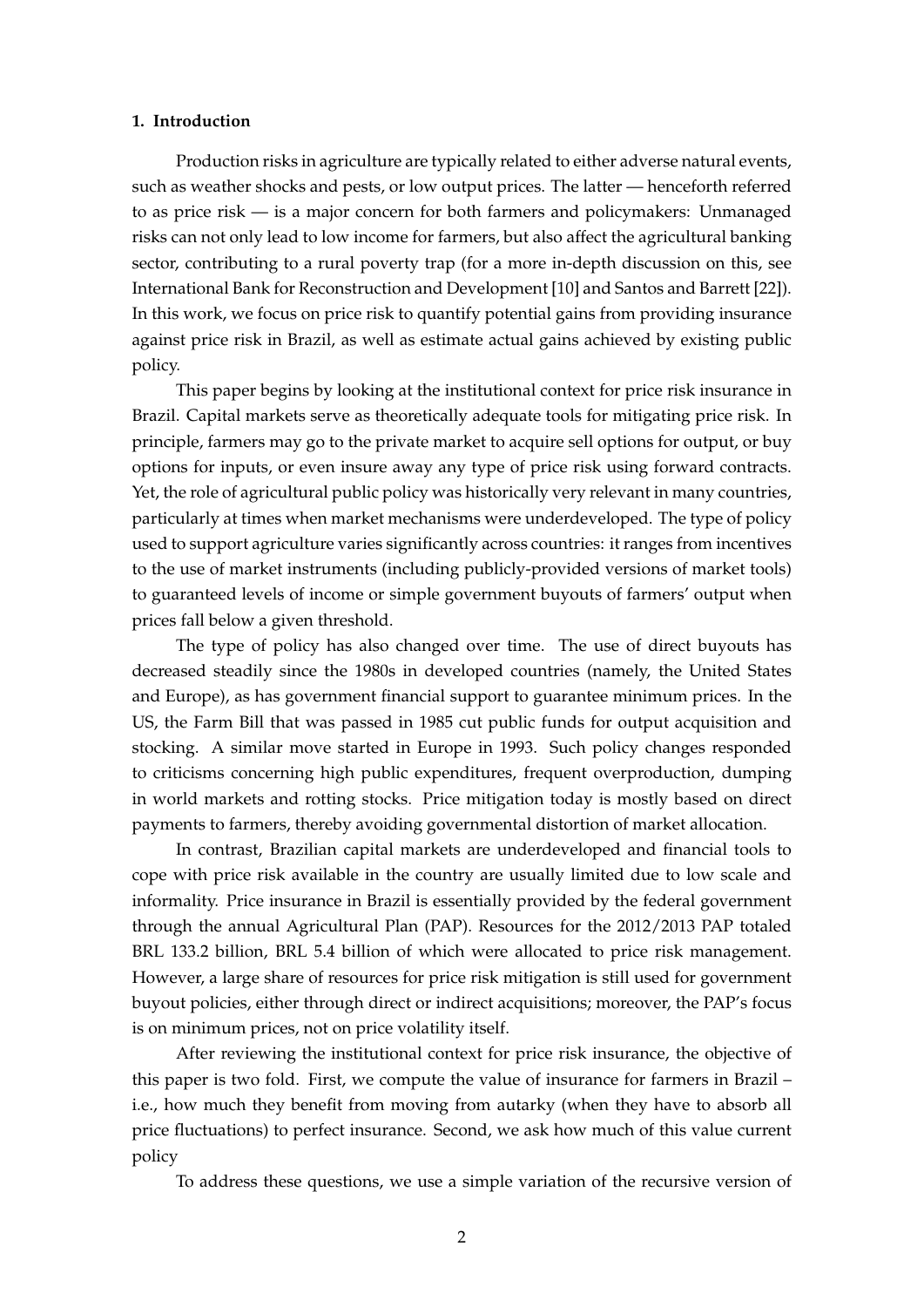### 1. Introduction

Production risks in agriculture are typically related to either adverse natural events, such as weather shocks and pests, or low output prices. The latter — henceforth referred to as price risk — is a major concern for both farmers and policymakers: Unmanaged risks can not only lead to low income for farmers, but also affect the agricultural banking sector, contributing to a rural poverty trap (for a more in-depth discussion on this, see International Bank for Reconstruction and Development [10] and Santos and Barrett [22]). In this work, we focus on price risk to quantify potential gains from providing insurance against price risk in Brazil, as well as estimate actual gains achieved by existing public policy.

This paper begins by looking at the institutional context for price risk insurance in Brazil. Capital markets serve as theoretically adequate tools for mitigating price risk. In principle, farmers may go to the private market to acquire sell options for output, or buy options for inputs, or even insure away any type of price risk using forward contracts. Yet, the role of agricultural public policy was historically very relevant in many countries, particularly at times when market mechanisms were underdeveloped. The type of policy used to support agriculture varies significantly across countries: it ranges from incentives to the use of market instruments (including publicly-provided versions of market tools) to guaranteed levels of income or simple government buyouts of farmers' output when prices fall below a given threshold.

The type of policy has also changed over time. The use of direct buyouts has decreased steadily since the 1980s in developed countries (namely, the United States and Europe), as has government financial support to guarantee minimum prices. In the US, the Farm Bill that was passed in 1985 cut public funds for output acquisition and stocking. A similar move started in Europe in 1993. Such policy changes responded to criticisms concerning high public expenditures, frequent overproduction, dumping in world markets and rotting stocks. Price mitigation today is mostly based on direct payments to farmers, thereby avoiding governmental distortion of market allocation.

In contrast, Brazilian capital markets are underdeveloped and financial tools to cope with price risk available in the country are usually limited due to low scale and informality. Price insurance in Brazil is essentially provided by the federal government through the annual Agricultural Plan (PAP). Resources for the 2012/2013 PAP totaled BRL 133.2 billion, BRL 5.4 billion of which were allocated to price risk management. However, a large share of resources for price risk mitigation is still used for government buyout policies, either through direct or indirect acquisitions; moreover, the PAP's focus is on minimum prices, not on price volatility itself.

After reviewing the institutional context for price risk insurance, the objective of this paper is two fold. First, we compute the value of insurance for farmers in Brazil – i.e., how much they benefit from moving from autarky (when they have to absorb all price fluctuations) to perfect insurance. Second, we ask how much of this value current policy

To address these questions, we use a simple variation of the recursive version of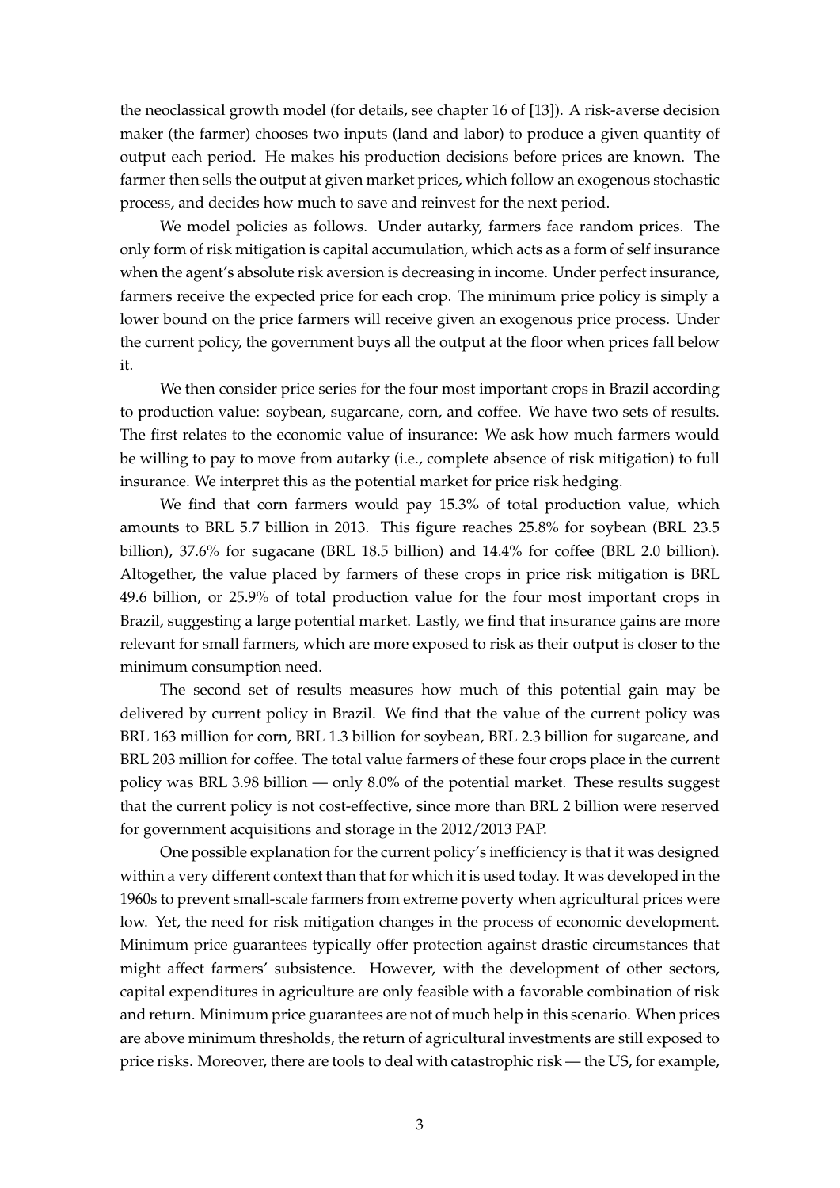the neoclassical growth model (for details, see chapter 16 of [13]). A risk-averse decision maker (the farmer) chooses two inputs (land and labor) to produce a given quantity of output each period. He makes his production decisions before prices are known. The farmer then sells the output at given market prices, which follow an exogenous stochastic process, and decides how much to save and reinvest for the next period.

We model policies as follows. Under autarky, farmers face random prices. The only form of risk mitigation is capital accumulation, which acts as a form of self insurance when the agent's absolute risk aversion is decreasing in income. Under perfect insurance, farmers receive the expected price for each crop. The minimum price policy is simply a lower bound on the price farmers will receive given an exogenous price process. Under the current policy, the government buys all the output at the floor when prices fall below it.

We then consider price series for the four most important crops in Brazil according to production value: soybean, sugarcane, corn, and coffee. We have two sets of results. The first relates to the economic value of insurance: We ask how much farmers would be willing to pay to move from autarky (i.e., complete absence of risk mitigation) to full insurance. We interpret this as the potential market for price risk hedging.

We find that corn farmers would pay 15.3% of total production value, which amounts to BRL 5.7 billion in 2013. This figure reaches 25.8% for soybean (BRL 23.5 billion), 37.6% for sugacane (BRL 18.5 billion) and 14.4% for coffee (BRL 2.0 billion). Altogether, the value placed by farmers of these crops in price risk mitigation is BRL 49.6 billion, or 25.9% of total production value for the four most important crops in Brazil, suggesting a large potential market. Lastly, we find that insurance gains are more relevant for small farmers, which are more exposed to risk as their output is closer to the minimum consumption need.

The second set of results measures how much of this potential gain may be delivered by current policy in Brazil. We find that the value of the current policy was BRL 163 million for corn, BRL 1.3 billion for soybean, BRL 2.3 billion for sugarcane, and BRL 203 million for coffee. The total value farmers of these four crops place in the current policy was BRL 3.98 billion — only 8.0% of the potential market. These results suggest that the current policy is not cost-effective, since more than BRL 2 billion were reserved for government acquisitions and storage in the 2012/2013 PAP.

One possible explanation for the current policy's inefficiency is that it was designed within a very different context than that for which it is used today. It was developed in the 1960s to prevent small-scale farmers from extreme poverty when agricultural prices were low. Yet, the need for risk mitigation changes in the process of economic development. Minimum price guarantees typically offer protection against drastic circumstances that might affect farmers' subsistence. However, with the development of other sectors, capital expenditures in agriculture are only feasible with a favorable combination of risk and return. Minimum price guarantees are not of much help in this scenario. When prices are above minimum thresholds, the return of agricultural investments are still exposed to price risks. Moreover, there are tools to deal with catastrophic risk — the US, for example,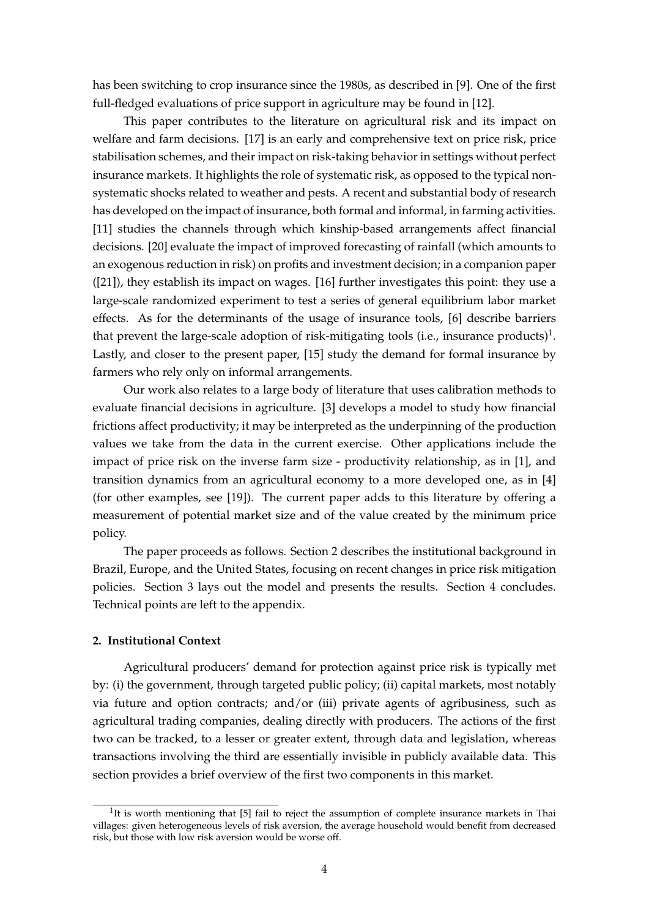has been switching to crop insurance since the 1980s, as described in [9]. One of the first full-fledged evaluations of price support in agriculture may be found in [12].

This paper contributes to the literature on agricultural risk and its impact on welfare and farm decisions. [17] is an early and comprehensive text on price risk, price stabilisation schemes, and their impact on risk-taking behavior in settings without perfect insurance markets. It highlights the role of systematic risk, as opposed to the typical non-systematic shocks related to weather and pests. A recent and substantial body of research has developed on the impact of insurance, both formal and informal, in farming activities. [11] studies the channels through which kinship-based arrangements affect financial decisions. [20] evaluate the impact of improved forecasting of rainfall (which amounts to an exogenous reduction in risk) on profits and investment decision; in a companion paper ([21]), they establish its impact on wages. [16] further investigates this point: they use a large-scale randomized experiment to test a series of general equilibrium labor market effects. As for the determinants of the usage of insurance tools, [6] describe barriers that prevent the large-scale adoption of risk-mitigating tools (i.e., insurance products)[1]. Lastly, and closer to the present paper, [15] study the demand for formal insurance by farmers who rely only on informal arrangements.

Our work also relates to a large body of literature that uses calibration methods to evaluate financial decisions in agriculture. [3] develops a model to study how financial frictions affect productivity; it may be interpreted as the underpinning of the production values we take from the data in the current exercise. Other applications include the impact of price risk on the inverse farm size - productivity relationship, as in [1], and transition dynamics from an agricultural economy to a more developed one, as in [4] (for other examples, see [19]). The current paper adds to this literature by offering a measurement of potential market size and of the value created by the minimum price policy.

The paper proceeds as follows. Section 2 describes the institutional background in Brazil, Europe, and the United States, focusing on recent changes in price risk mitigation policies. Section 3 lays out the model and presents the results. Section 4 concludes. Technical points are left to the appendix.

## 2. Institutional Context

Agricultural producers' demand for protection against price risk is typically met by: (i) the government, through targeted public policy; (ii) capital markets, most notably via future and option contracts; and/or (iii) private agents of agribusiness, such as agricultural trading companies, dealing directly with producers. The actions of the first two can be tracked, to a lesser or greater extent, through data and legislation, whereas transactions involving the third are essentially invisible in publicly available data. This section provides a brief overview of the first two components in this market.

[1] It is worth mentioning that [5] fail to reject the assumption of complete insurance markets in Thai villages: given heterogeneous levels of risk aversion, the average household would benefit from decreased risk, but those with low risk aversion would be worse off.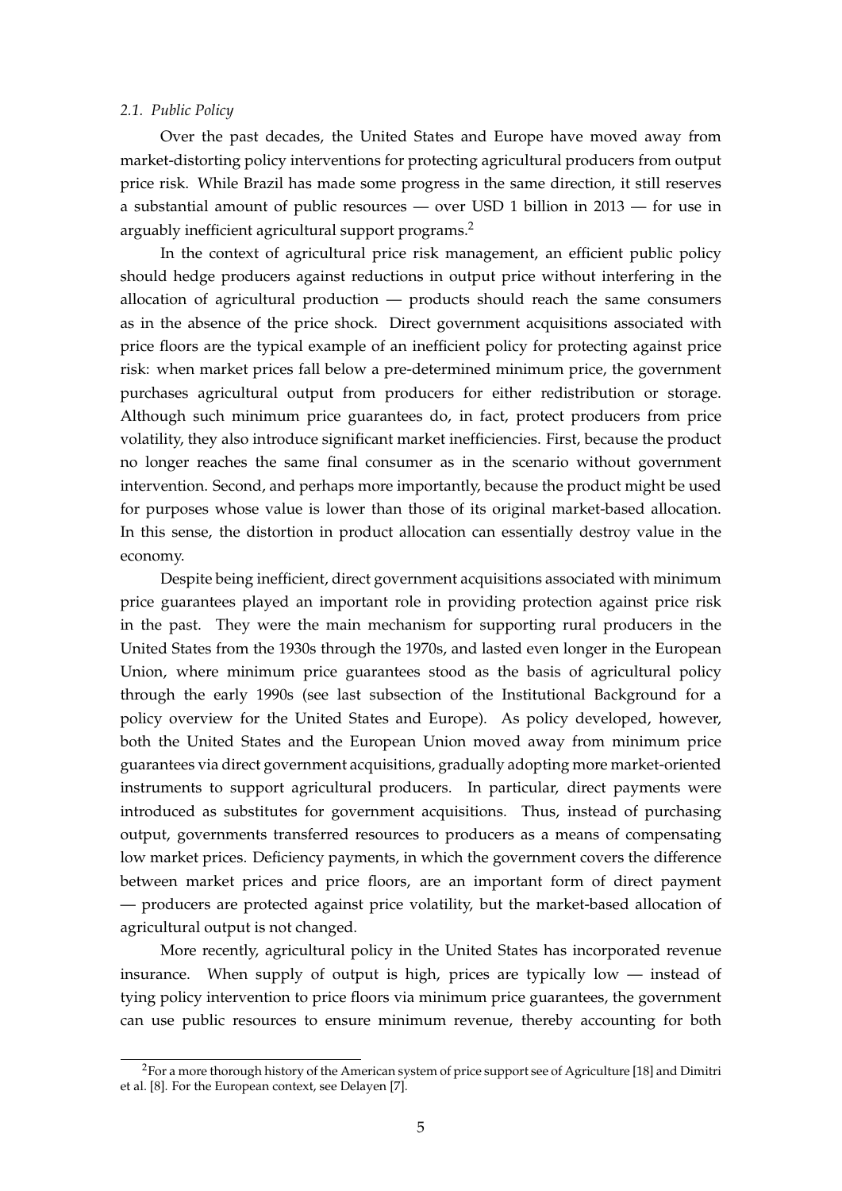### 2.1. *Public Policy*

Over the past decades, the United States and Europe have moved away from market-distorting policy interventions for protecting agricultural producers from output price risk. While Brazil has made some progress in the same direction, it still reserves a substantial amount of public resources — over USD 1 billion in 2013 — for use in arguably inefficient agricultural support programs.[2]

In the context of agricultural price risk management, an efficient public policy should hedge producers against reductions in output price without interfering in the allocation of agricultural production — products should reach the same consumers as in the absence of the price shock. Direct government acquisitions associated with price floors are the typical example of an inefficient policy for protecting against price risk: when market prices fall below a pre-determined minimum price, the government purchases agricultural output from producers for either redistribution or storage. Although such minimum price guarantees do, in fact, protect producers from price volatility, they also introduce significant market inefficiencies. First, because the product no longer reaches the same final consumer as in the scenario without government intervention. Second, and perhaps more importantly, because the product might be used for purposes whose value is lower than those of its original market-based allocation. In this sense, the distortion in product allocation can essentially destroy value in the economy.

Despite being inefficient, direct government acquisitions associated with minimum price guarantees played an important role in providing protection against price risk in the past. They were the main mechanism for supporting rural producers in the United States from the 1930s through the 1970s, and lasted even longer in the European Union, where minimum price guarantees stood as the basis of agricultural policy through the early 1990s (see last subsection of the Institutional Background for a policy overview for the United States and Europe). As policy developed, however, both the United States and the European Union moved away from minimum price guarantees via direct government acquisitions, gradually adopting more market-oriented instruments to support agricultural producers. In particular, direct payments were introduced as substitutes for government acquisitions. Thus, instead of purchasing output, governments transferred resources to producers as a means of compensating low market prices. Deficiency payments, in which the government covers the difference between market prices and price floors, are an important form of direct payment — producers are protected against price volatility, but the market-based allocation of agricultural output is not changed.

More recently, agricultural policy in the United States has incorporated revenue insurance. When supply of output is high, prices are typically low — instead of tying policy intervention to price floors via minimum price guarantees, the government can use public resources to ensure minimum revenue, thereby accounting for both

[2] For a more thorough history of the American system of price support see of Agriculture [18] and Dimitri et al. [8]. For the European context, see Delayen [7].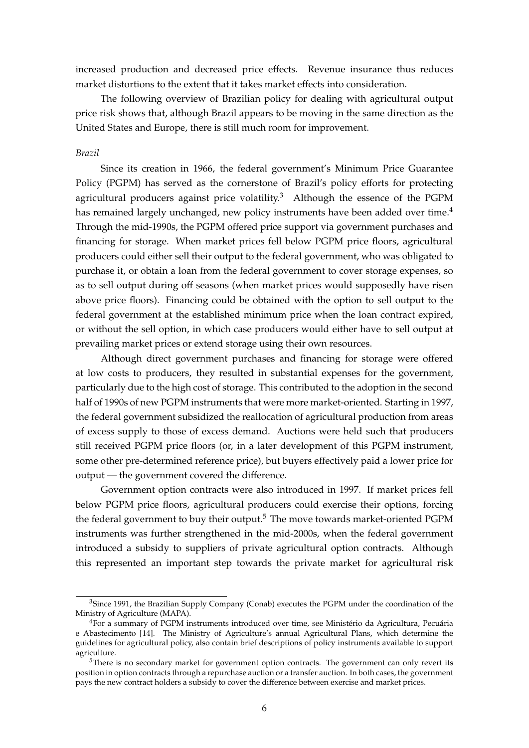increased production and decreased price effects. Revenue insurance thus reduces market distortions to the extent that it takes market effects into consideration.

The following overview of Brazilian policy for dealing with agricultural output price risk shows that, although Brazil appears to be moving in the same direction as the United States and Europe, there is still much room for improvement.

*Brazil*

Since its creation in 1966, the federal government's Minimum Price Guarantee Policy (PGPM) has served as the cornerstone of Brazil's policy efforts for protecting agricultural producers against price volatility.[3] Although the essence of the PGPM has remained largely unchanged, new policy instruments have been added over time.[4] Through the mid-1990s, the PGPM offered price support via government purchases and financing for storage. When market prices fell below PGPM price floors, agricultural producers could either sell their output to the federal government, who was obligated to purchase it, or obtain a loan from the federal government to cover storage expenses, so as to sell output during off seasons (when market prices would supposedly have risen above price floors). Financing could be obtained with the option to sell output to the federal government at the established minimum price when the loan contract expired, or without the sell option, in which case producers would either have to sell output at prevailing market prices or extend storage using their own resources.

Although direct government purchases and financing for storage were offered at low costs to producers, they resulted in substantial expenses for the government, particularly due to the high cost of storage. This contributed to the adoption in the second half of 1990s of new PGPM instruments that were more market-oriented. Starting in 1997, the federal government subsidized the reallocation of agricultural production from areas of excess supply to those of excess demand. Auctions were held such that producers still received PGPM price floors (or, in a later development of this PGPM instrument, some other pre-determined reference price), but buyers effectively paid a lower price for output — the government covered the difference.

Government option contracts were also introduced in 1997. If market prices fell below PGPM price floors, agricultural producers could exercise their options, forcing the federal government to buy their output.[5] The move towards market-oriented PGPM instruments was further strengthened in the mid-2000s, when the federal government introduced a subsidy to suppliers of private agricultural option contracts. Although this represented an important step towards the private market for agricultural risk

[3] Since 1991, the Brazilian Supply Company (Conab) executes the PGPM under the coordination of the Ministry of Agriculture (MAPA).

[4] For a summary of PGPM instruments introduced over time, see Ministério da Agricultura, Pecuária e Abastecimento [14]. The Ministry of Agriculture's annual Agricultural Plans, which determine the guidelines for agricultural policy, also contain brief descriptions of policy instruments available to support agriculture.

[5] There is no secondary market for government option contracts. The government can only revert its position in option contracts through a repurchase auction or a transfer auction. In both cases, the government pays the new contract holders a subsidy to cover the difference between exercise and market prices.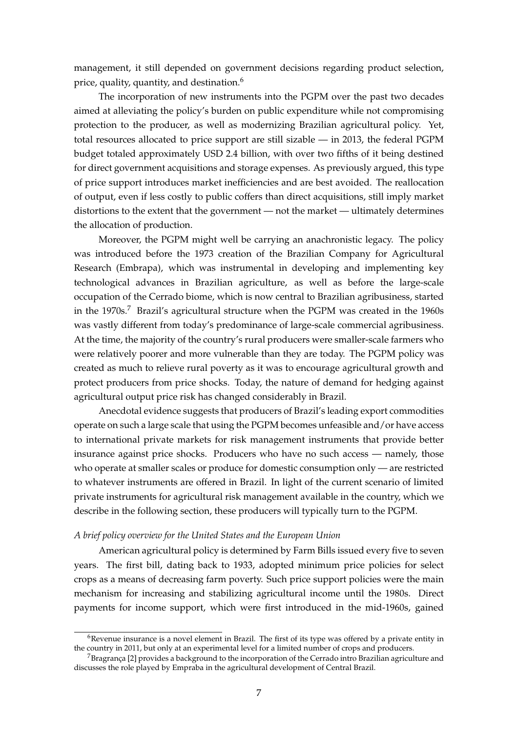management, it still depended on government decisions regarding product selection, price, quality, quantity, and destination.[6]

The incorporation of new instruments into the PGPM over the past two decades aimed at alleviating the policy's burden on public expenditure while not compromising protection to the producer, as well as modernizing Brazilian agricultural policy. Yet, total resources allocated to price support are still sizable — in 2013, the federal PGPM budget totaled approximately USD 2.4 billion, with over two fifths of it being destined for direct government acquisitions and storage expenses. As previously argued, this type of price support introduces market inefficiencies and are best avoided. The reallocation of output, even if less costly to public coffers than direct acquisitions, still imply market distortions to the extent that the government — not the market — ultimately determines the allocation of production.

Moreover, the PGPM might well be carrying an anachronistic legacy. The policy was introduced before the 1973 creation of the Brazilian Company for Agricultural Research (Embrapa), which was instrumental in developing and implementing key technological advances in Brazilian agriculture, as well as before the large-scale occupation of the Cerrado biome, which is now central to Brazilian agribusiness, started in the 1970s.[7] Brazil's agricultural structure when the PGPM was created in the 1960s was vastly different from today's predominance of large-scale commercial agribusiness. At the time, the majority of the country's rural producers were smaller-scale farmers who were relatively poorer and more vulnerable than they are today. The PGPM policy was created as much to relieve rural poverty as it was to encourage agricultural growth and protect producers from price shocks. Today, the nature of demand for hedging against agricultural output price risk has changed considerably in Brazil.

Anecdotal evidence suggests that producers of Brazil's leading export commodities operate on such a large scale that using the PGPM becomes unfeasible and/or have access to international private markets for risk management instruments that provide better insurance against price shocks. Producers who have no such access — namely, those who operate at smaller scales or produce for domestic consumption only — are restricted to whatever instruments are offered in Brazil. In light of the current scenario of limited private instruments for agricultural risk management available in the country, which we describe in the following section, these producers will typically turn to the PGPM.

*A brief policy overview for the United States and the European Union*

American agricultural policy is determined by Farm Bills issued every five to seven years. The first bill, dating back to 1933, adopted minimum price policies for select crops as a means of decreasing farm poverty. Such price support policies were the main mechanism for increasing and stabilizing agricultural income until the 1980s. Direct payments for income support, which were first introduced in the mid-1960s, gained

[6] Revenue insurance is a novel element in Brazil. The first of its type was offered by a private entity in the country in 2011, but only at an experimental level for a limited number of crops and producers.

[7] Bragrança [2] provides a background to the incorporation of the Cerrado intro Brazilian agriculture and discusses the role played by Empraba in the agricultural development of Central Brazil.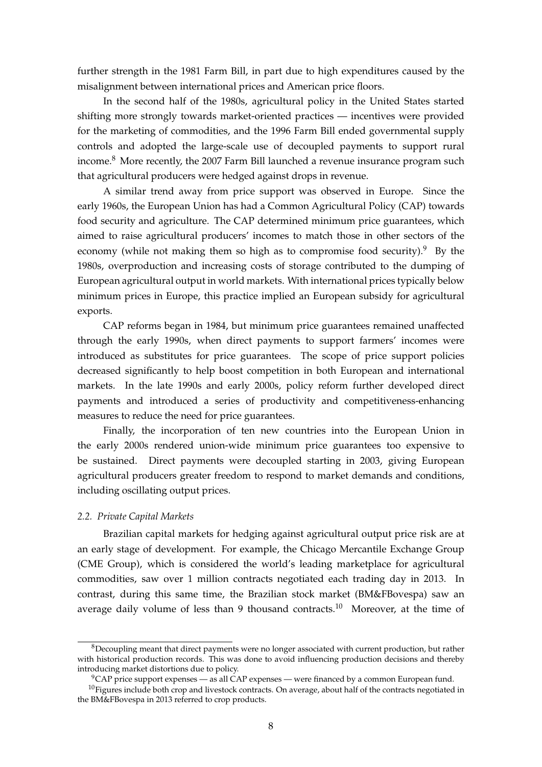further strength in the 1981 Farm Bill, in part due to high expenditures caused by the misalignment between international prices and American price floors.

In the second half of the 1980s, agricultural policy in the United States started shifting more strongly towards market-oriented practices — incentives were provided for the marketing of commodities, and the 1996 Farm Bill ended governmental supply controls and adopted the large-scale use of decoupled payments to support rural income.[8] More recently, the 2007 Farm Bill launched a revenue insurance program such that agricultural producers were hedged against drops in revenue.

A similar trend away from price support was observed in Europe. Since the early 1960s, the European Union has had a Common Agricultural Policy (CAP) towards food security and agriculture. The CAP determined minimum price guarantees, which aimed to raise agricultural producers' incomes to match those in other sectors of the economy (while not making them so high as to compromise food security).[9] By the 1980s, overproduction and increasing costs of storage contributed to the dumping of European agricultural output in world markets. With international prices typically below minimum prices in Europe, this practice implied an European subsidy for agricultural exports.

CAP reforms began in 1984, but minimum price guarantees remained unaffected through the early 1990s, when direct payments to support farmers' incomes were introduced as substitutes for price guarantees. The scope of price support policies decreased significantly to help boost competition in both European and international markets. In the late 1990s and early 2000s, policy reform further developed direct payments and introduced a series of productivity and competitiveness-enhancing measures to reduce the need for price guarantees.

Finally, the incorporation of ten new countries into the European Union in the early 2000s rendered union-wide minimum price guarantees too expensive to be sustained. Direct payments were decoupled starting in 2003, giving European agricultural producers greater freedom to respond to market demands and conditions, including oscillating output prices.

### *2.2. Private Capital Markets*

Brazilian capital markets for hedging against agricultural output price risk are at an early stage of development. For example, the Chicago Mercantile Exchange Group (CME Group), which is considered the world's leading marketplace for agricultural commodities, saw over 1 million contracts negotiated each trading day in 2013. In contrast, during this same time, the Brazilian stock market (BM&FBovespa) saw an average daily volume of less than 9 thousand contracts.[10] Moreover, at the time of

---

[8] Decoupling meant that direct payments were no longer associated with current production, but rather with historical production records. This was done to avoid influencing production decisions and thereby introducing market distortions due to policy.

[9] CAP price support expenses — as all CAP expenses — were financed by a common European fund.

[10] Figures include both crop and livestock contracts. On average, about half of the contracts negotiated in the BM&FBovespa in 2013 referred to crop products.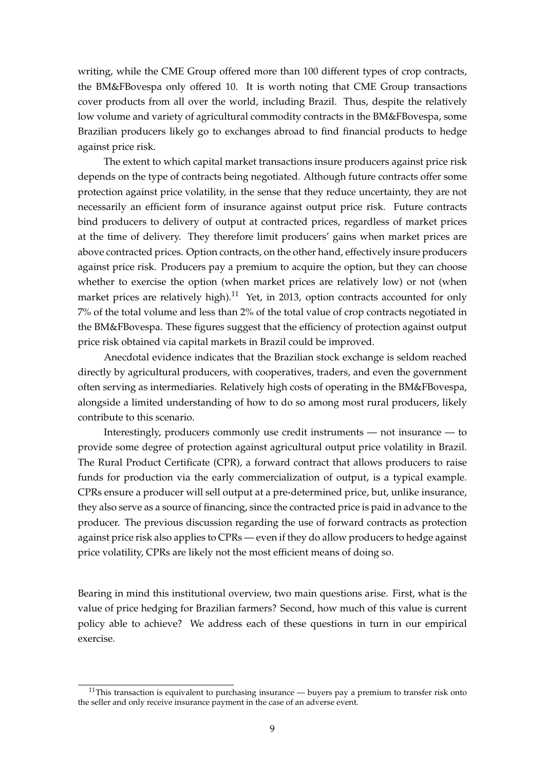writing, while the CME Group offered more than 100 different types of crop contracts, the BM&FBovespa only offered 10. It is worth noting that CME Group transactions cover products from all over the world, including Brazil. Thus, despite the relatively low volume and variety of agricultural commodity contracts in the BM&FBovespa, some Brazilian producers likely go to exchanges abroad to find financial products to hedge against price risk.

The extent to which capital market transactions insure producers against price risk depends on the type of contracts being negotiated. Although future contracts offer some protection against price volatility, in the sense that they reduce uncertainty, they are not necessarily an efficient form of insurance against output price risk. Future contracts bind producers to delivery of output at contracted prices, regardless of market prices at the time of delivery. They therefore limit producers' gains when market prices are above contracted prices. Option contracts, on the other hand, effectively insure producers against price risk. Producers pay a premium to acquire the option, but they can choose whether to exercise the option (when market prices are relatively low) or not (when market prices are relatively high).[11] Yet, in 2013, option contracts accounted for only 7% of the total volume and less than 2% of the total value of crop contracts negotiated in the BM&FBovespa. These figures suggest that the efficiency of protection against output price risk obtained via capital markets in Brazil could be improved.

Anecdotal evidence indicates that the Brazilian stock exchange is seldom reached directly by agricultural producers, with cooperatives, traders, and even the government often serving as intermediaries. Relatively high costs of operating in the BM&FBovespa, alongside a limited understanding of how to do so among most rural producers, likely contribute to this scenario.

Interestingly, producers commonly use credit instruments — not insurance — to provide some degree of protection against agricultural output price volatility in Brazil. The Rural Product Certificate (CPR), a forward contract that allows producers to raise funds for production via the early commercialization of output, is a typical example. CPRs ensure a producer will sell output at a pre-determined price, but, unlike insurance, they also serve as a source of financing, since the contracted price is paid in advance to the producer. The previous discussion regarding the use of forward contracts as protection against price risk also applies to CPRs — even if they do allow producers to hedge against price volatility, CPRs are likely not the most efficient means of doing so.

Bearing in mind this institutional overview, two main questions arise. First, what is the value of price hedging for Brazilian farmers? Second, how much of this value is current policy able to achieve? We address each of these questions in turn in our empirical exercise.

[11] This transaction is equivalent to purchasing insurance — buyers pay a premium to transfer risk onto the seller and only receive insurance payment in the case of an adverse event.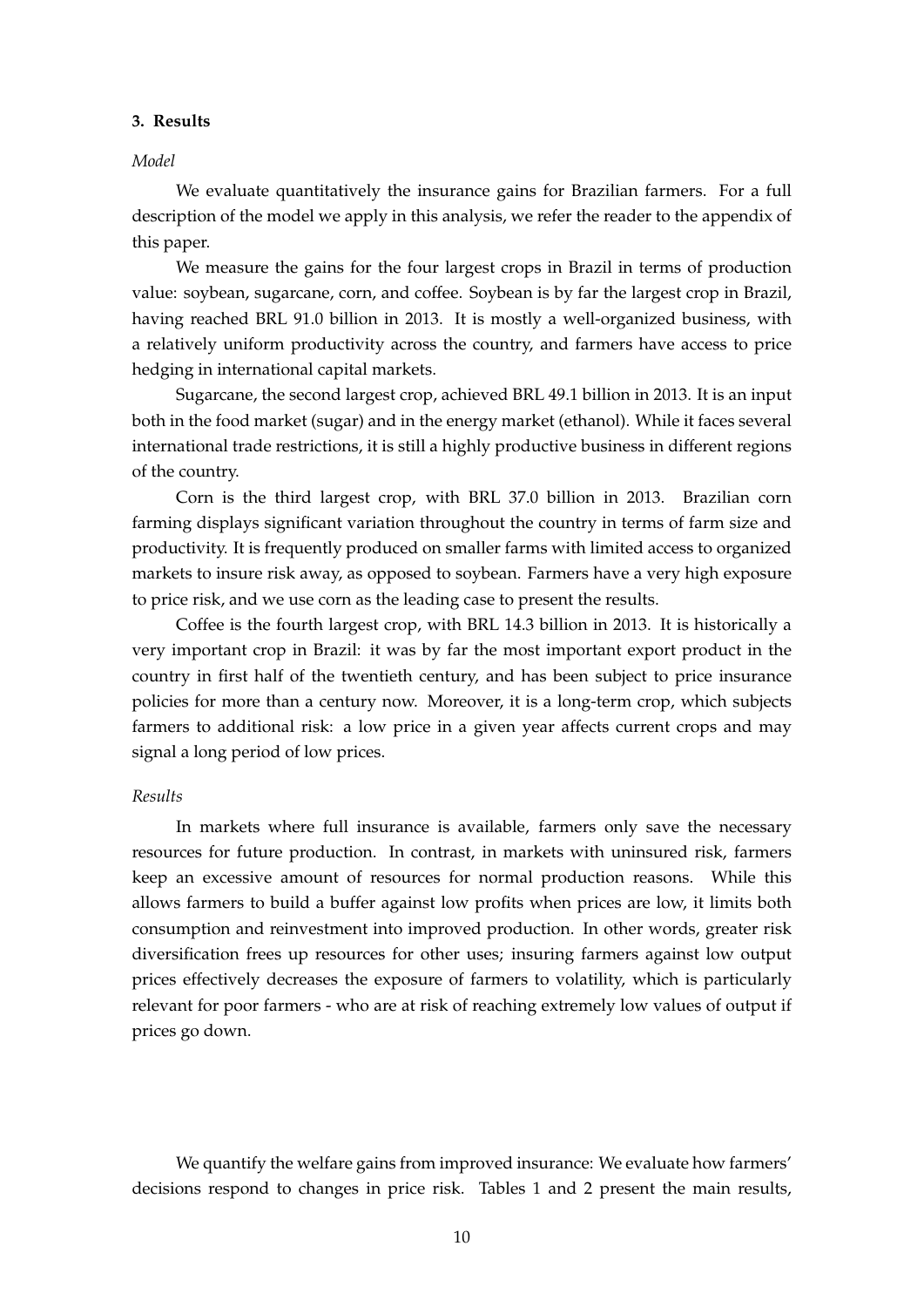### 3. Results

*Model*

We evaluate quantitatively the insurance gains for Brazilian farmers. For a full description of the model we apply in this analysis, we refer the reader to the appendix of this paper.

We measure the gains for the four largest crops in Brazil in terms of production value: soybean, sugarcane, corn, and coffee. Soybean is by far the largest crop in Brazil, having reached BRL 91.0 billion in 2013. It is mostly a well-organized business, with a relatively uniform productivity across the country, and farmers have access to price hedging in international capital markets.

Sugarcane, the second largest crop, achieved BRL 49.1 billion in 2013. It is an input both in the food market (sugar) and in the energy market (ethanol). While it faces several international trade restrictions, it is still a highly productive business in different regions of the country.

Corn is the third largest crop, with BRL 37.0 billion in 2013. Brazilian corn farming displays significant variation throughout the country in terms of farm size and productivity. It is frequently produced on smaller farms with limited access to organized markets to insure risk away, as opposed to soybean. Farmers have a very high exposure to price risk, and we use corn as the leading case to present the results.

Coffee is the fourth largest crop, with BRL 14.3 billion in 2013. It is historically a very important crop in Brazil: it was by far the most important export product in the country in first half of the twentieth century, and has been subject to price insurance policies for more than a century now. Moreover, it is a long-term crop, which subjects farmers to additional risk: a low price in a given year affects current crops and may signal a long period of low prices.

*Results*

In markets where full insurance is available, farmers only save the necessary resources for future production. In contrast, in markets with uninsured risk, farmers keep an excessive amount of resources for normal production reasons. While this allows farmers to build a buffer against low profits when prices are low, it limits both consumption and reinvestment into improved production. In other words, greater risk diversification frees up resources for other uses; insuring farmers against low output prices effectively decreases the exposure of farmers to volatility, which is particularly relevant for poor farmers - who are at risk of reaching extremely low values of output if prices go down.

We quantify the welfare gains from improved insurance: We evaluate how farmers' decisions respond to changes in price risk. Tables 1 and 2 present the main results,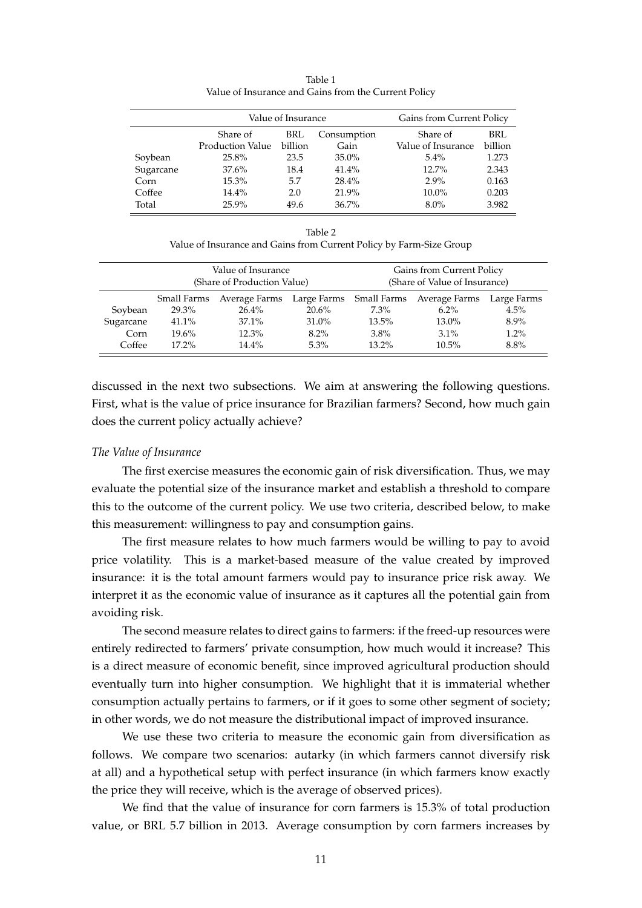Table 1
Value of Insurance and Gains from the Current Policy

| | Value of Insurance | | | Gains from Current Policy | |
|---|---|---|---|---|---|
| | Share of Production Value | BRL billion | Consumption Gain | Share of Value of Insurance | BRL billion |
| Soybean | 25.8% | 23.5 | 35.0% | 5.4% | 1.273 |
| Sugarcane | 37.6% | 18.4 | 41.4% | 12.7% | 2.343 |
| Corn | 15.3% | 5.7 | 28.4% | 2.9% | 0.163 |
| Coffee | 14.4% | 2.0 | 21.9% | 10.0% | 0.203 |
| Total | 25.9% | 49.6 | 36.7% | 8.0% | 3.982 |

Table 2
Value of Insurance and Gains from Current Policy by Farm-Size Group

| | Value of Insurance (Share of Production Value) | | | Gains from Current Policy (Share of Value of Insurance) | | |
|---|---|---|---|---|---|---|
| | Small Farms | Average Farms | Large Farms | Small Farms | Average Farms | Large Farms |
| Soybean | 29.3% | 26.4% | 20.6% | 7.3% | 6.2% | 4.5% |
| Sugarcane | 41.1% | 37.1% | 31.0% | 13.5% | 13.0% | 8.9% |
| Corn | 19.6% | 12.3% | 8.2% | 3.8% | 3.1% | 1.2% |
| Coffee | 17.2% | 14.4% | 5.3% | 13.2% | 10.5% | 8.8% |

discussed in the next two subsections. We aim at answering the following questions. First, what is the value of price insurance for Brazilian farmers? Second, how much gain does the current policy actually achieve?

*The Value of Insurance*

The first exercise measures the economic gain of risk diversification. Thus, we may evaluate the potential size of the insurance market and establish a threshold to compare this to the outcome of the current policy. We use two criteria, described below, to make this measurement: willingness to pay and consumption gains.

The first measure relates to how much farmers would be willing to pay to avoid price volatility. This is a market-based measure of the value created by improved insurance: it is the total amount farmers would pay to insurance price risk away. We interpret it as the economic value of insurance as it captures all the potential gain from avoiding risk.

The second measure relates to direct gains to farmers: if the freed-up resources were entirely redirected to farmers' private consumption, how much would it increase? This is a direct measure of economic benefit, since improved agricultural production should eventually turn into higher consumption. We highlight that it is immaterial whether consumption actually pertains to farmers, or if it goes to some other segment of society; in other words, we do not measure the distributional impact of improved insurance.

We use these two criteria to measure the economic gain from diversification as follows. We compare two scenarios: autarky (in which farmers cannot diversify risk at all) and a hypothetical setup with perfect insurance (in which farmers know exactly the price they will receive, which is the average of observed prices).

We find that the value of insurance for corn farmers is 15.3% of total production value, or BRL 5.7 billion in 2013. Average consumption by corn farmers increases by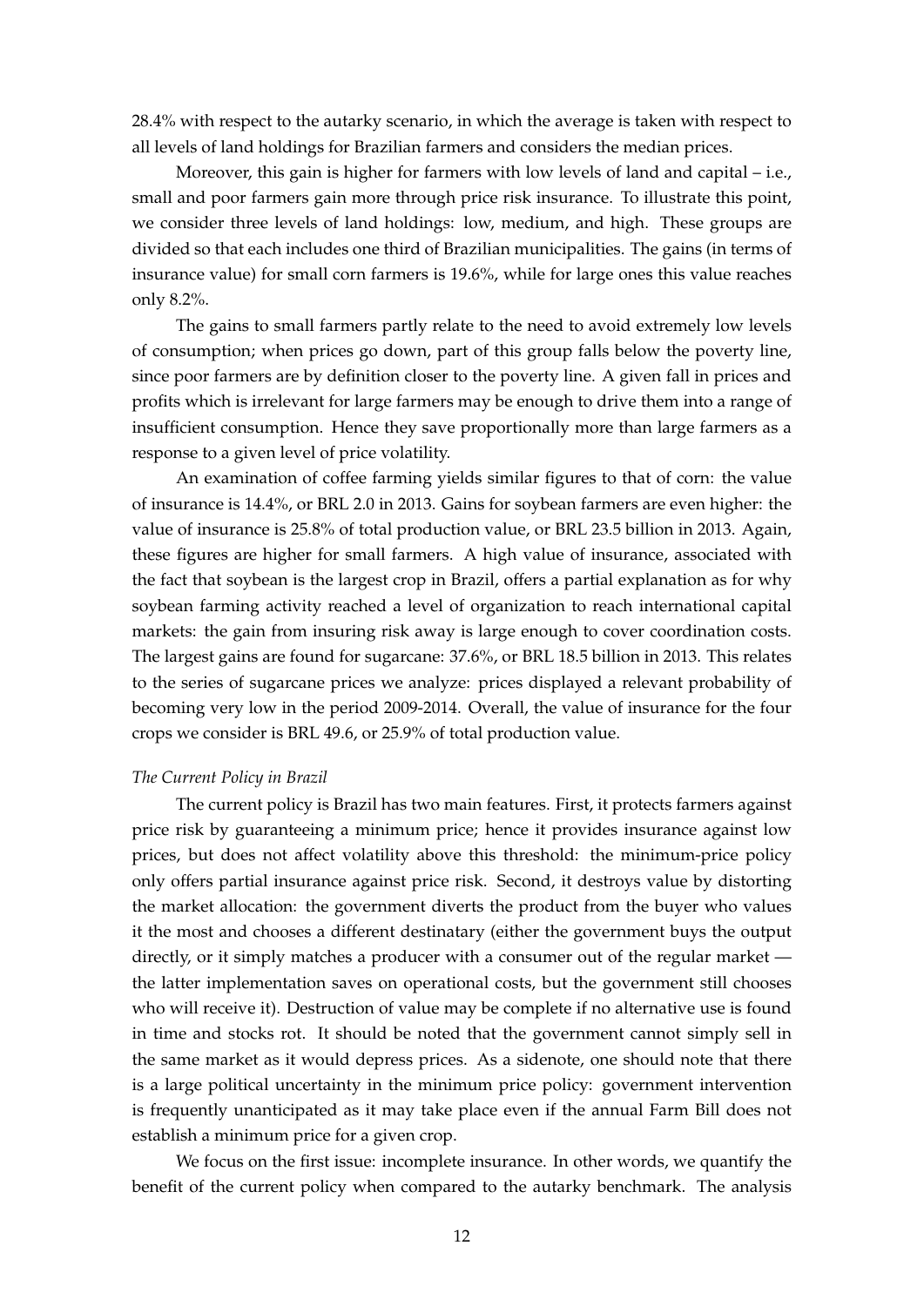28.4% with respect to the autarky scenario, in which the average is taken with respect to all levels of land holdings for Brazilian farmers and considers the median prices.

Moreover, this gain is higher for farmers with low levels of land and capital – i.e., small and poor farmers gain more through price risk insurance. To illustrate this point, we consider three levels of land holdings: low, medium, and high. These groups are divided so that each includes one third of Brazilian municipalities. The gains (in terms of insurance value) for small corn farmers is 19.6%, while for large ones this value reaches only 8.2%.

The gains to small farmers partly relate to the need to avoid extremely low levels of consumption; when prices go down, part of this group falls below the poverty line, since poor farmers are by definition closer to the poverty line. A given fall in prices and profits which is irrelevant for large farmers may be enough to drive them into a range of insufficient consumption. Hence they save proportionally more than large farmers as a response to a given level of price volatility.

An examination of coffee farming yields similar figures to that of corn: the value of insurance is 14.4%, or BRL 2.0 in 2013. Gains for soybean farmers are even higher: the value of insurance is 25.8% of total production value, or BRL 23.5 billion in 2013. Again, these figures are higher for small farmers. A high value of insurance, associated with the fact that soybean is the largest crop in Brazil, offers a partial explanation as for why soybean farming activity reached a level of organization to reach international capital markets: the gain from insuring risk away is large enough to cover coordination costs. The largest gains are found for sugarcane: 37.6%, or BRL 18.5 billion in 2013. This relates to the series of sugarcane prices we analyze: prices displayed a relevant probability of becoming very low in the period 2009-2014. Overall, the value of insurance for the four crops we consider is BRL 49.6, or 25.9% of total production value.

*The Current Policy in Brazil*

The current policy is Brazil has two main features. First, it protects farmers against price risk by guaranteeing a minimum price; hence it provides insurance against low prices, but does not affect volatility above this threshold: the minimum-price policy only offers partial insurance against price risk. Second, it destroys value by distorting the market allocation: the government diverts the product from the buyer who values it the most and chooses a different destinatary (either the government buys the output directly, or it simply matches a producer with a consumer out of the regular market — the latter implementation saves on operational costs, but the government still chooses who will receive it). Destruction of value may be complete if no alternative use is found in time and stocks rot. It should be noted that the government cannot simply sell in the same market as it would depress prices. As a sidenote, one should note that there is a large political uncertainty in the minimum price policy: government intervention is frequently unanticipated as it may take place even if the annual Farm Bill does not establish a minimum price for a given crop.

We focus on the first issue: incomplete insurance. In other words, we quantify the benefit of the current policy when compared to the autarky benchmark. The analysis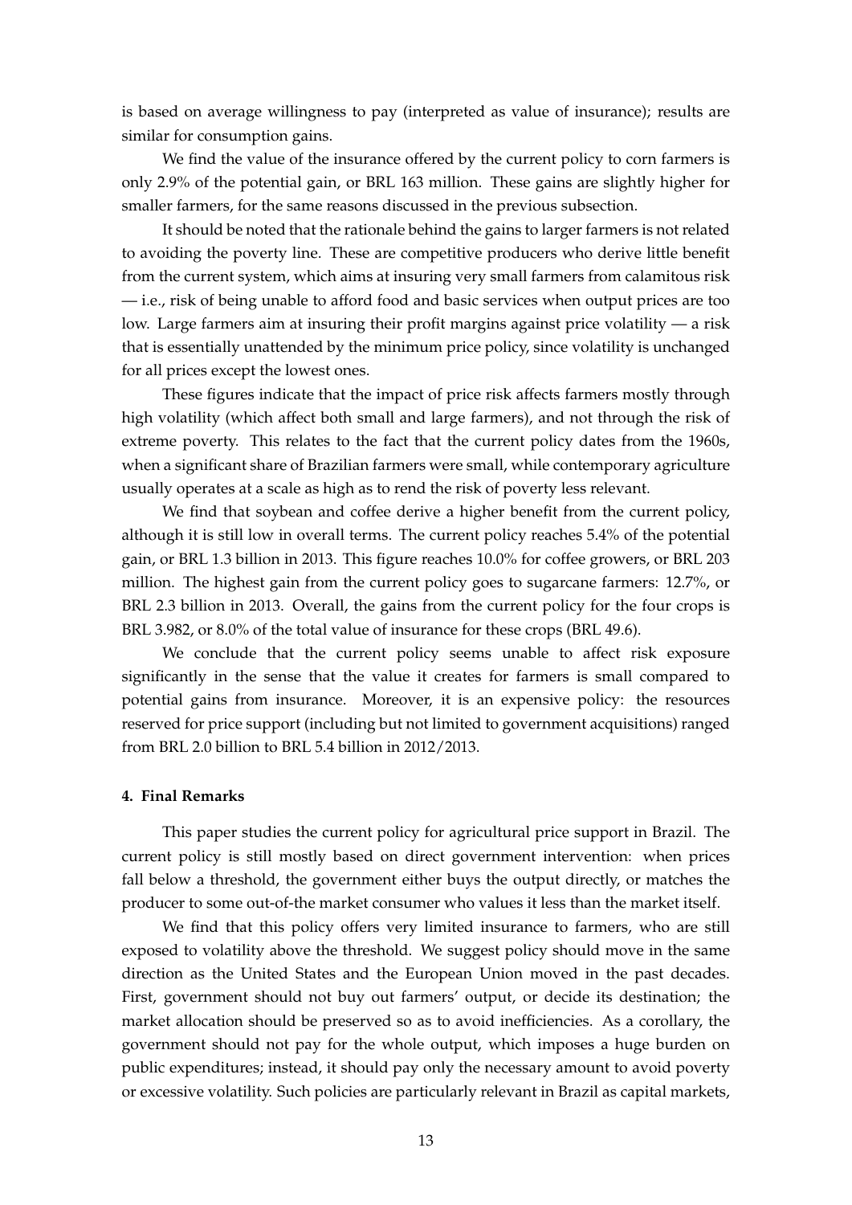is based on average willingness to pay (interpreted as value of insurance); results are similar for consumption gains.

We find the value of the insurance offered by the current policy to corn farmers is only 2.9% of the potential gain, or BRL 163 million. These gains are slightly higher for smaller farmers, for the same reasons discussed in the previous subsection.

It should be noted that the rationale behind the gains to larger farmers is not related to avoiding the poverty line. These are competitive producers who derive little benefit from the current system, which aims at insuring very small farmers from calamitous risk — i.e., risk of being unable to afford food and basic services when output prices are too low. Large farmers aim at insuring their profit margins against price volatility — a risk that is essentially unattended by the minimum price policy, since volatility is unchanged for all prices except the lowest ones.

These figures indicate that the impact of price risk affects farmers mostly through high volatility (which affect both small and large farmers), and not through the risk of extreme poverty. This relates to the fact that the current policy dates from the 1960s, when a significant share of Brazilian farmers were small, while contemporary agriculture usually operates at a scale as high as to rend the risk of poverty less relevant.

We find that soybean and coffee derive a higher benefit from the current policy, although it is still low in overall terms. The current policy reaches 5.4% of the potential gain, or BRL 1.3 billion in 2013. This figure reaches 10.0% for coffee growers, or BRL 203 million. The highest gain from the current policy goes to sugarcane farmers: 12.7%, or BRL 2.3 billion in 2013. Overall, the gains from the current policy for the four crops is BRL 3.982, or 8.0% of the total value of insurance for these crops (BRL 49.6).

We conclude that the current policy seems unable to affect risk exposure significantly in the sense that the value it creates for farmers is small compared to potential gains from insurance. Moreover, it is an expensive policy: the resources reserved for price support (including but not limited to government acquisitions) ranged from BRL 2.0 billion to BRL 5.4 billion in 2012/2013.

## 4. Final Remarks

This paper studies the current policy for agricultural price support in Brazil. The current policy is still mostly based on direct government intervention: when prices fall below a threshold, the government either buys the output directly, or matches the producer to some out-of-the market consumer who values it less than the market itself.

We find that this policy offers very limited insurance to farmers, who are still exposed to volatility above the threshold. We suggest policy should move in the same direction as the United States and the European Union moved in the past decades. First, government should not buy out farmers' output, or decide its destination; the market allocation should be preserved so as to avoid inefficiencies. As a corollary, the government should not pay for the whole output, which imposes a huge burden on public expenditures; instead, it should pay only the necessary amount to avoid poverty or excessive volatility. Such policies are particularly relevant in Brazil as capital markets,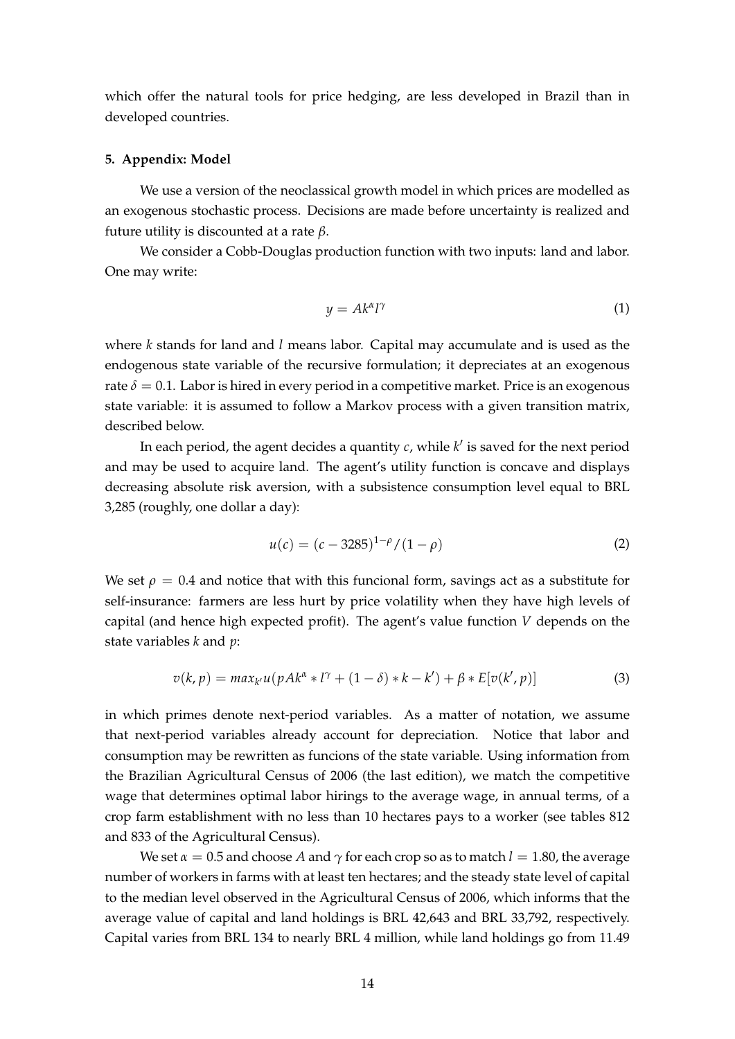which offer the natural tools for price hedging, are less developed in Brazil than in developed countries.

### 5. Appendix: Model

We use a version of the neoclassical growth model in which prices are modelled as an exogenous stochastic process. Decisions are made before uncertainty is realized and future utility is discounted at a rate $\beta$.

We consider a Cobb-Douglas production function with two inputs: land and labor. One may write:

$$y = Ak^{\alpha}l^{\gamma} \tag{1}$$

where $k$ stands for land and $l$ means labor. Capital may accumulate and is used as the endogenous state variable of the recursive formulation; it depreciates at an exogenous rate $\delta = 0.1$. Labor is hired in every period in a competitive market. Price is an exogenous state variable: it is assumed to follow a Markov process with a given transition matrix, described below.

In each period, the agent decides a quantity $c$, while $k'$ is saved for the next period and may be used to acquire land. The agent's utility function is concave and displays decreasing absolute risk aversion, with a subsistence consumption level equal to BRL 3,285 (roughly, one dollar a day):

$$u(c) = (c - 3285)^{1-\rho}/(1-\rho) \tag{2}$$

We set $\rho = 0.4$ and notice that with this funcional form, savings act as a substitute for self-insurance: farmers are less hurt by price volatility when they have high levels of capital (and hence high expected profit). The agent's value function $V$ depends on the state variables $k$ and $p$:

$$v(k, p) = max_{k'} u(pAk^{\alpha} * l^{\gamma} + (1-\delta) * k - k') + \beta * E[v(k', p)] \tag{3}$$

in which primes denote next-period variables. As a matter of notation, we assume that next-period variables already account for depreciation. Notice that labor and consumption may be rewritten as funcions of the state variable. Using information from the Brazilian Agricultural Census of 2006 (the last edition), we match the competitive wage that determines optimal labor hirings to the average wage, in annual terms, of a crop farm establishment with no less than 10 hectares pays to a worker (see tables 812 and 833 of the Agricultural Census).

We set $\alpha = 0.5$ and choose $A$ and $\gamma$ for each crop so as to match $l = 1.80$, the average number of workers in farms with at least ten hectares; and the steady state level of capital to the median level observed in the Agricultural Census of 2006, which informs that the average value of capital and land holdings is BRL 42,643 and BRL 33,792, respectively. Capital varies from BRL 134 to nearly BRL 4 million, while land holdings go from 11.49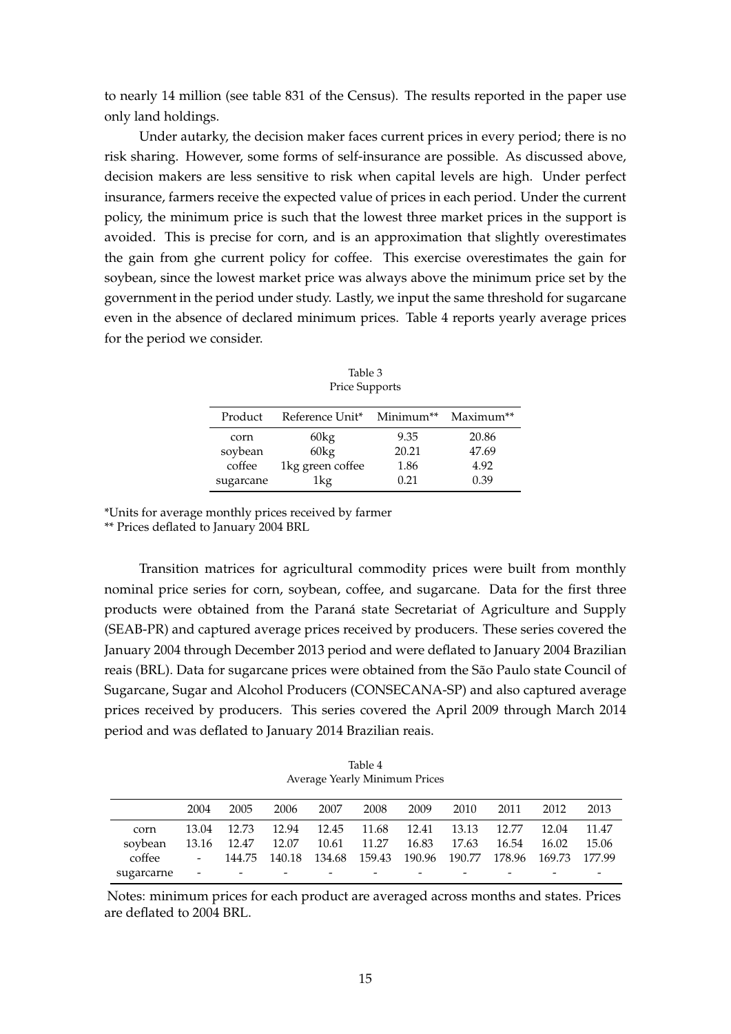to nearly 14 million (see table 831 of the Census). The results reported in the paper use only land holdings.

Under autarky, the decision maker faces current prices in every period; there is no risk sharing. However, some forms of self-insurance are possible. As discussed above, decision makers are less sensitive to risk when capital levels are high. Under perfect insurance, farmers receive the expected value of prices in each period. Under the current policy, the minimum price is such that the lowest three market prices in the support is avoided. This is precise for corn, and is an approximation that slightly overestimates the gain from ghe current policy for coffee. This exercise overestimates the gain for soybean, since the lowest market price was always above the minimum price set by the government in the period under study. Lastly, we input the same threshold for sugarcane even in the absence of declared minimum prices. Table 4 reports yearly average prices for the period we consider.

Table 3
Price Supports

| Product | Reference Unit* | Minimum** | Maximum** |
|---|---|---|---|
| corn | 60kg | 9.35 | 20.86 |
| soybean | 60kg | 20.21 | 47.69 |
| coffee | 1kg green coffee | 1.86 | 4.92 |
| sugarcane | 1kg | 0.21 | 0.39 |

*Units for average monthly prices received by farmer
** Prices deflated to January 2004 BRL

Transition matrices for agricultural commodity prices were built from monthly nominal price series for corn, soybean, coffee, and sugarcane. Data for the first three products were obtained from the Paraná state Secretariat of Agriculture and Supply (SEAB-PR) and captured average prices received by producers. These series covered the January 2004 through December 2013 period and were deflated to January 2004 Brazilian reais (BRL). Data for sugarcane prices were obtained from the São Paulo state Council of Sugarcane, Sugar and Alcohol Producers (CONSECANA-SP) and also captured average prices received by producers. This series covered the April 2009 through March 2014 period and was deflated to January 2014 Brazilian reais.

Table 4
Average Yearly Minimum Prices

| | 2004 | 2005 | 2006 | 2007 | 2008 | 2009 | 2010 | 2011 | 2012 | 2013 |
|---|---|---|---|---|---|---|---|---|---|---|
| corn | 13.04 | 12.73 | 12.94 | 12.45 | 11.68 | 12.41 | 13.13 | 12.77 | 12.04 | 11.47 |
| soybean | 13.16 | 12.47 | 12.07 | 10.61 | 11.27 | 16.83 | 17.63 | 16.54 | 16.02 | 15.06 |
| coffee | - | 144.75 | 140.18 | 134.68 | 159.43 | 190.96 | 190.77 | 178.96 | 169.73 | 177.99 |
| sugarcarne | - | - | - | - | - | - | - | - | - | - |

Notes: minimum prices for each product are averaged across months and states. Prices are deflated to 2004 BRL.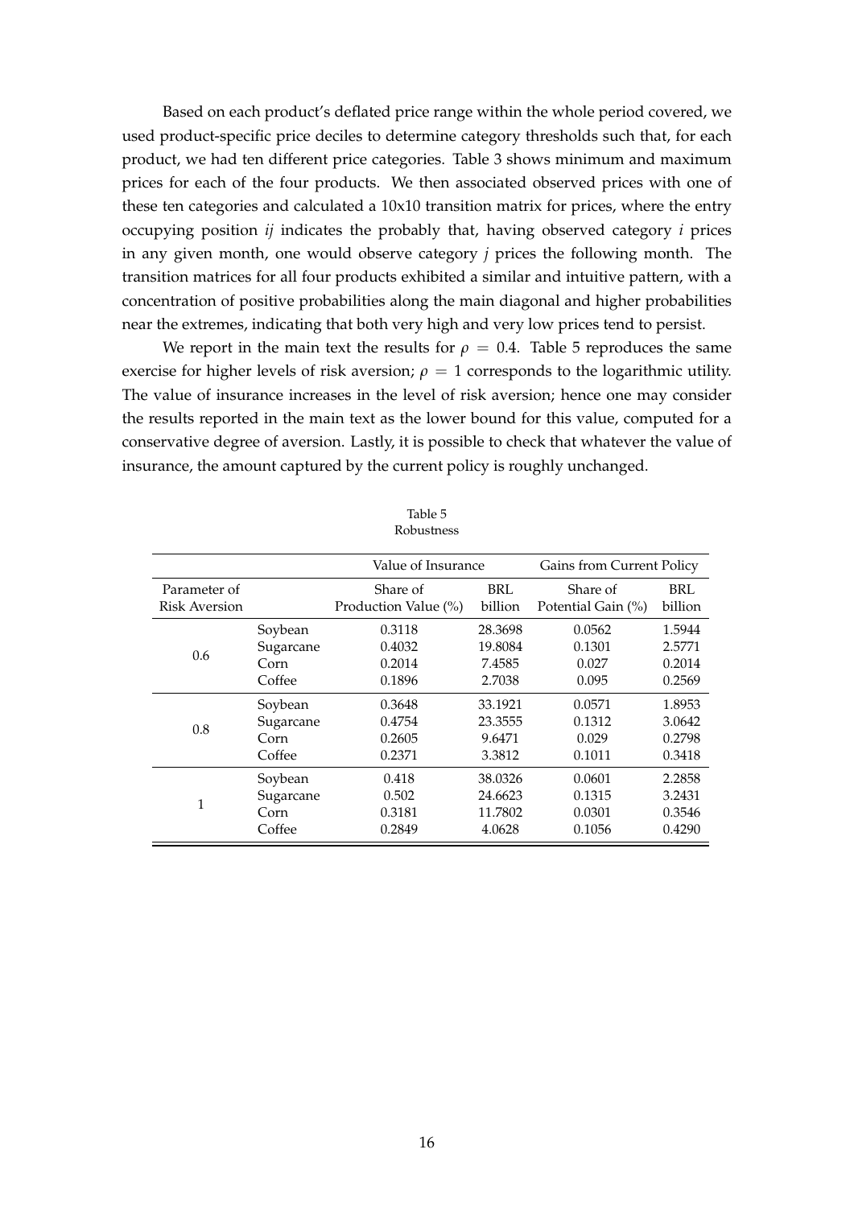Based on each product's deflated price range within the whole period covered, we used product-specific price deciles to determine category thresholds such that, for each product, we had ten different price categories. Table 3 shows minimum and maximum prices for each of the four products. We then associated observed prices with one of these ten categories and calculated a 10x10 transition matrix for prices, where the entry occupying position *ij* indicates the probably that, having observed category *i* prices in any given month, one would observe category *j* prices the following month. The transition matrices for all four products exhibited a similar and intuitive pattern, with a concentration of positive probabilities along the main diagonal and higher probabilities near the extremes, indicating that both very high and very low prices tend to persist.

We report in the main text the results for $\rho = 0.4$. Table 5 reproduces the same exercise for higher levels of risk aversion; $\rho = 1$ corresponds to the logarithmic utility. The value of insurance increases in the level of risk aversion; hence one may consider the results reported in the main text as the lower bound for this value, computed for a conservative degree of aversion. Lastly, it is possible to check that whatever the value of insurance, the amount captured by the current policy is roughly unchanged.

Table 5
Robustness

| | | Value of Insurance | | Gains from Current Policy | |
|---|---|---|---|---|---|
| Parameter of Risk Aversion | | Share of Production Value (%) | BRL billion | Share of Potential Gain (%) | BRL billion |
| 0.6 | Soybean | 0.3118 | 28.3698 | 0.0562 | 1.5944 |
| | Sugarcane | 0.4032 | 19.8084 | 0.1301 | 2.5771 |
| | Corn | 0.2014 | 7.4585 | 0.027 | 0.2014 |
| | Coffee | 0.1896 | 2.7038 | 0.095 | 0.2569 |
| 0.8 | Soybean | 0.3648 | 33.1921 | 0.0571 | 1.8953 |
| | Sugarcane | 0.4754 | 23.3555 | 0.1312 | 3.0642 |
| | Corn | 0.2605 | 9.6471 | 0.029 | 0.2798 |
| | Coffee | 0.2371 | 3.3812 | 0.1011 | 0.3418 |
| 1 | Soybean | 0.418 | 38.0326 | 0.0601 | 2.2858 |
| | Sugarcane | 0.502 | 24.6623 | 0.1315 | 3.2431 |
| | Corn | 0.3181 | 11.7802 | 0.0301 | 0.3546 |
| | Coffee | 0.2849 | 4.0628 | 0.1056 | 0.4290 |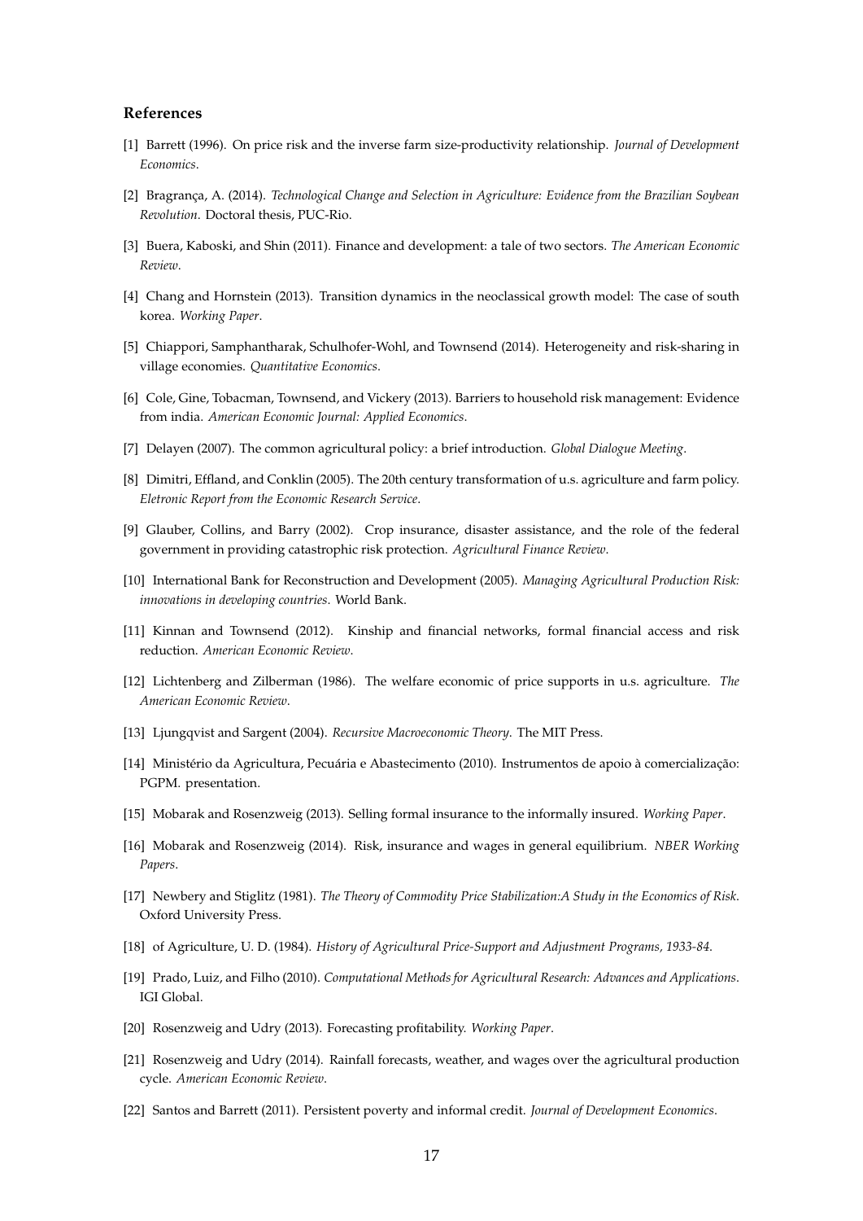### References

[1] Barrett (1996). On price risk and the inverse farm size-productivity relationship. *Journal of Development Economics*.

[2] Bragrança, A. (2014). *Technological Change and Selection in Agriculture: Evidence from the Brazilian Soybean Revolution*. Doctoral thesis, PUC-Rio.

[3] Buera, Kaboski, and Shin (2011). Finance and development: a tale of two sectors. *The American Economic Review*.

[4] Chang and Hornstein (2013). Transition dynamics in the neoclassical growth model: The case of south korea. *Working Paper*.

[5] Chiappori, Samphantharak, Schulhofer-Wohl, and Townsend (2014). Heterogeneity and risk-sharing in village economies. *Quantitative Economics*.

[6] Cole, Gine, Tobacman, Townsend, and Vickery (2013). Barriers to household risk management: Evidence from india. *American Economic Journal: Applied Economics*.

[7] Delayen (2007). The common agricultural policy: a brief introduction. *Global Dialogue Meeting*.

[8] Dimitri, Effland, and Conklin (2005). The 20th century transformation of u.s. agriculture and farm policy. *Eletronic Report from the Economic Research Service*.

[9] Glauber, Collins, and Barry (2002). Crop insurance, disaster assistance, and the role of the federal government in providing catastrophic risk protection. *Agricultural Finance Review*.

[10] International Bank for Reconstruction and Development (2005). *Managing Agricultural Production Risk: innovations in developing countries*. World Bank.

[11] Kinnan and Townsend (2012). Kinship and financial networks, formal financial access and risk reduction. *American Economic Review*.

[12] Lichtenberg and Zilberman (1986). The welfare economic of price supports in u.s. agriculture. *The American Economic Review*.

[13] Ljungqvist and Sargent (2004). *Recursive Macroeconomic Theory*. The MIT Press.

[14] Ministério da Agricultura, Pecuária e Abastecimento (2010). Instrumentos de apoio à comercialização: PGPM. presentation.

[15] Mobarak and Rosenzweig (2013). Selling formal insurance to the informally insured. *Working Paper*.

[16] Mobarak and Rosenzweig (2014). Risk, insurance and wages in general equilibrium. *NBER Working Papers*.

[17] Newbery and Stiglitz (1981). *The Theory of Commodity Price Stabilization:A Study in the Economics of Risk*. Oxford University Press.

[18] of Agriculture, U. D. (1984). *History of Agricultural Price-Support and Adjustment Programs, 1933-84*.

[19] Prado, Luiz, and Filho (2010). *Computational Methods for Agricultural Research: Advances and Applications*. IGI Global.

[20] Rosenzweig and Udry (2013). Forecasting profitability. *Working Paper*.

[21] Rosenzweig and Udry (2014). Rainfall forecasts, weather, and wages over the agricultural production cycle. *American Economic Review*.

[22] Santos and Barrett (2011). Persistent poverty and informal credit. *Journal of Development Economics*.